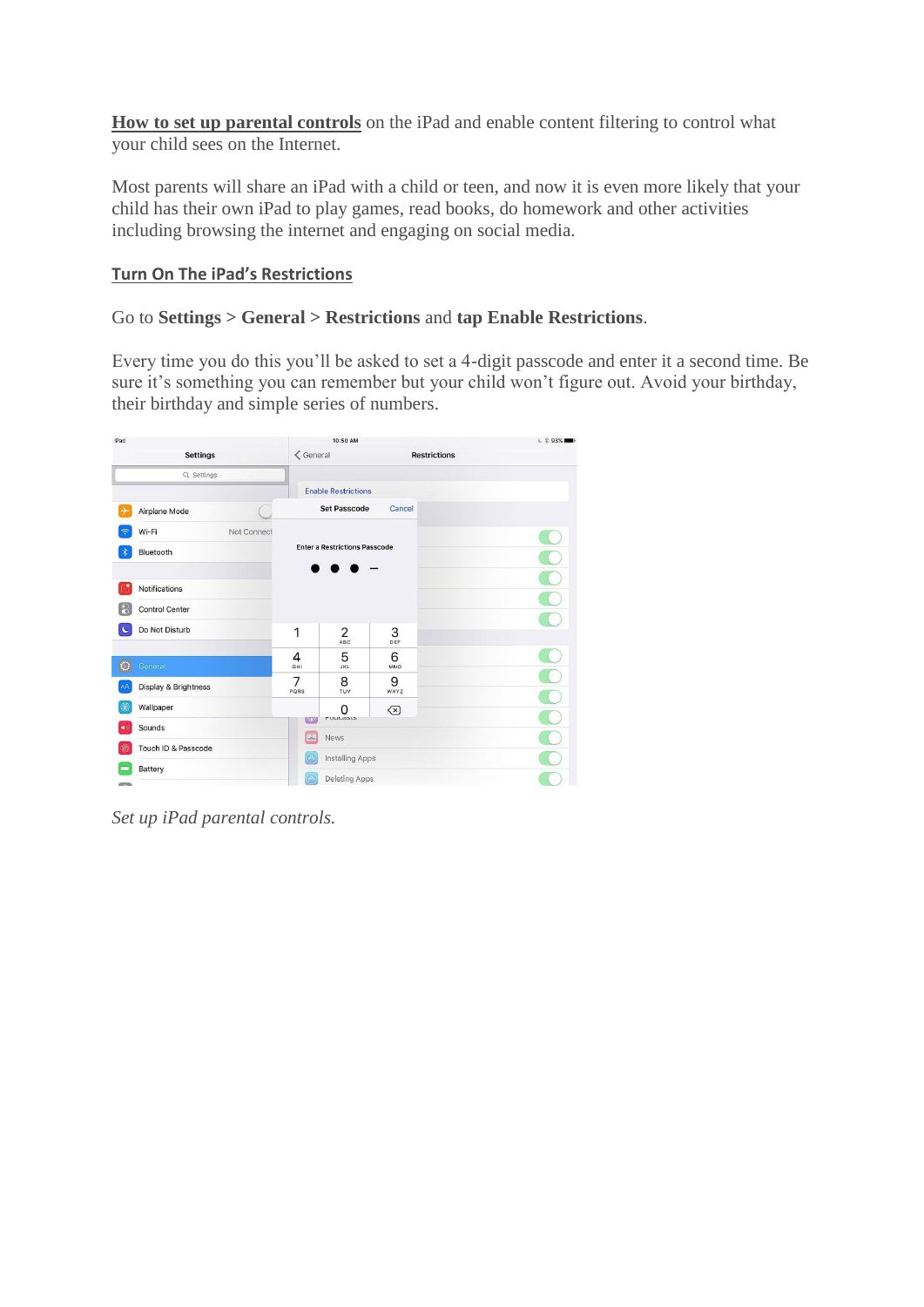**How to set up parental controls** on the iPad and enable content filtering to control what your child sees on the Internet.

Most parents will share an iPad with a child or teen, and now it is even more likely that your child has their own iPad to play games, read books, do homework and other activities including browsing the internet and engaging on social media.

## Turn On The iPad's Restrictions

Go to **Settings > General > Restrictions** and **tap Enable Restrictions**.

Every time you do this you'll be asked to set a 4-digit passcode and enter it a second time. Be sure it's something you can remember but your child won't figure out. Avoid your birthday, their birthday and simple series of numbers.

*Set up iPad parental controls.*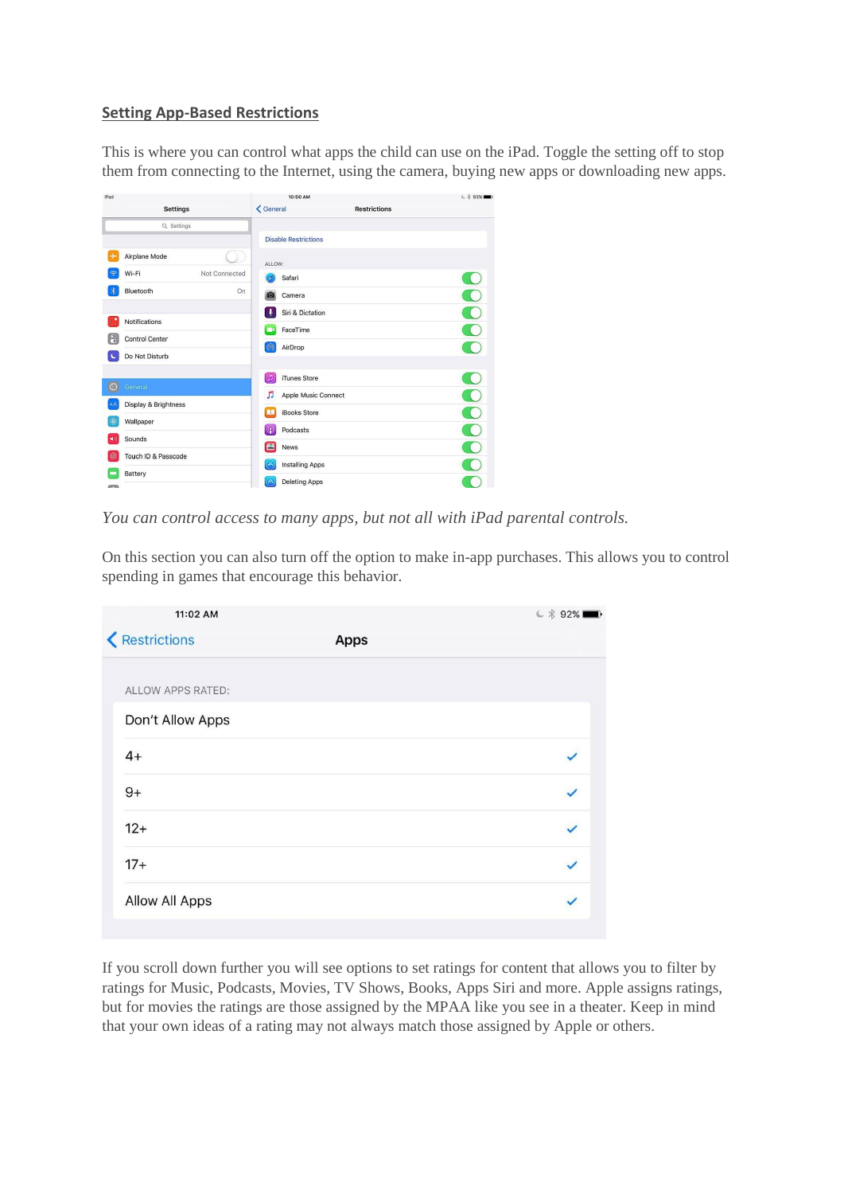## Setting App-Based Restrictions

This is where you can control what apps the child can use on the iPad. Toggle the setting off to stop them from connecting to the Internet, using the camera, buying new apps or downloading new apps.

*You can control access to many apps, but not all with iPad parental controls.*

On this section you can also turn off the option to make in-app purchases. This allows you to control spending in games that encourage this behavior.

If you scroll down further you will see options to set ratings for content that allows you to filter by ratings for Music, Podcasts, Movies, TV Shows, Books, Apps Siri and more. Apple assigns ratings, but for movies the ratings are those assigned by the MPAA like you see in a theater. Keep in mind that your own ideas of a rating may not always match those assigned by Apple or others.